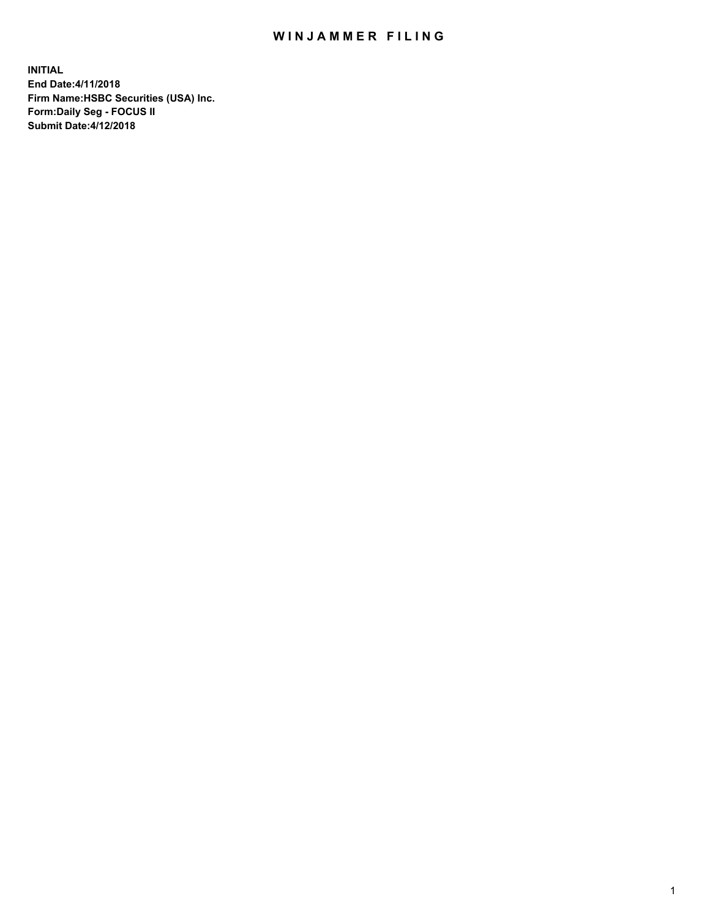# WINJAMMER FILING

**INITIAL**
**End Date:4/11/2018**
**Firm Name:HSBC Securities (USA) Inc.**
**Form:Daily Seg - FOCUS II**
**Submit Date:4/12/2018**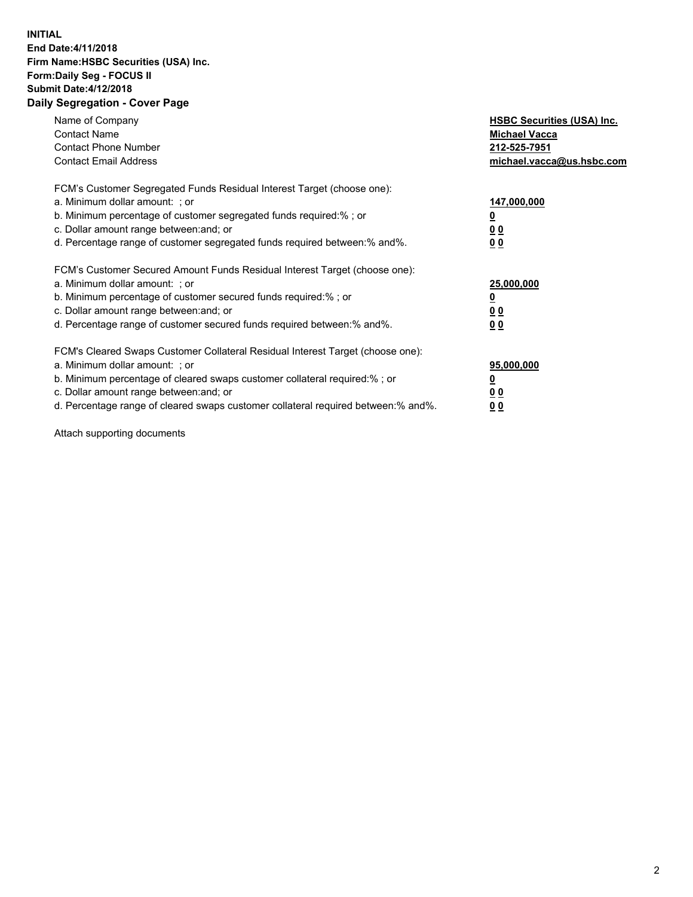**INITIAL**
**End Date:4/11/2018**
**Firm Name:HSBC Securities (USA) Inc.**
**Form:Daily Seg - FOCUS II**
**Submit Date:4/12/2018**

## Daily Segregation - Cover Page

| | |
|---|---|
| Name of Company | **HSBC Securities (USA) Inc.** |
| Contact Name | **Michael Vacca** |
| Contact Phone Number | **212-525-7951** |
| Contact Email Address | **michael.vacca@us.hsbc.com** |

| | |
|---|---|
| FCM's Customer Segregated Funds Residual Interest Target (choose one): | |
| a. Minimum dollar amount: ; or | **147,000,000** |
| b. Minimum percentage of customer segregated funds required:% ; or | **0** |
| c. Dollar amount range between:and; or | **0 0** |
| d. Percentage range of customer segregated funds required between:% and%. | **0 0** |
| FCM's Customer Secured Amount Funds Residual Interest Target (choose one): | |
| a. Minimum dollar amount: ; or | **25,000,000** |
| b. Minimum percentage of customer secured funds required:% ; or | **0** |
| c. Dollar amount range between:and; or | **0 0** |
| d. Percentage range of customer secured funds required between:% and%. | **0 0** |
| FCM's Cleared Swaps Customer Collateral Residual Interest Target (choose one): | |
| a. Minimum dollar amount: ; or | **95,000,000** |
| b. Minimum percentage of cleared swaps customer collateral required:% ; or | **0** |
| c. Dollar amount range between:and; or | **0 0** |
| d. Percentage range of cleared swaps customer collateral required between:% and%. | **0 0** |

Attach supporting documents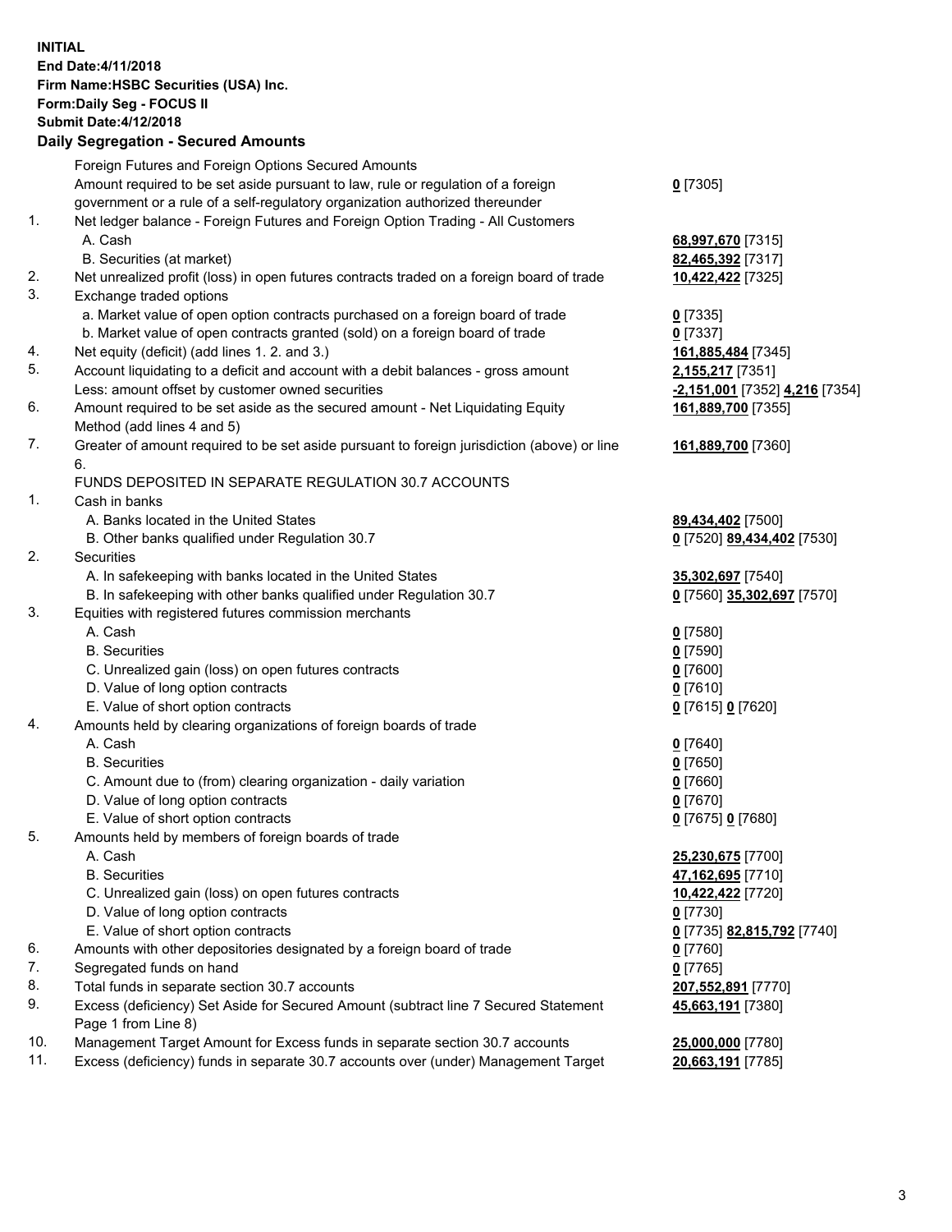**INITIAL**
**End Date:4/11/2018**
**Firm Name:HSBC Securities (USA) Inc.**
**Form:Daily Seg - FOCUS II**
**Submit Date:4/12/2018**
**Daily Segregation - Secured Amounts**

| | | |
|---|---|---|
| | Foreign Futures and Foreign Options Secured Amounts | |
| | Amount required to be set aside pursuant to law, rule or regulation of a foreign government or a rule of a self-regulatory organization authorized thereunder | **0** [7305] |
| 1. | Net ledger balance - Foreign Futures and Foreign Option Trading - All Customers | |
| | A. Cash | **68,997,670** [7315] |
| | B. Securities (at market) | **82,465,392** [7317] |
| 2. | Net unrealized profit (loss) in open futures contracts traded on a foreign board of trade | **10,422,422** [7325] |
| 3. | Exchange traded options | |
| | a. Market value of open option contracts purchased on a foreign board of trade | **0** [7335] |
| | b. Market value of open contracts granted (sold) on a foreign board of trade | **0** [7337] |
| 4. | Net equity (deficit) (add lines 1. 2. and 3.) | **161,885,484** [7345] |
| 5. | Account liquidating to a deficit and account with a debit balances - gross amount | **2,155,217** [7351] |
| | Less: amount offset by customer owned securities | **-2,151,001** [7352] **4,216** [7354] |
| 6. | Amount required to be set aside as the secured amount - Net Liquidating Equity Method (add lines 4 and 5) | **161,889,700** [7355] |
| 7. | Greater of amount required to be set aside pursuant to foreign jurisdiction (above) or line 6. | **161,889,700** [7360] |
| | FUNDS DEPOSITED IN SEPARATE REGULATION 30.7 ACCOUNTS | |
| 1. | Cash in banks | |
| | A. Banks located in the United States | **89,434,402** [7500] |
| | B. Other banks qualified under Regulation 30.7 | **0** [7520] **89,434,402** [7530] |
| 2. | Securities | |
| | A. In safekeeping with banks located in the United States | **35,302,697** [7540] |
| | B. In safekeeping with other banks qualified under Regulation 30.7 | **0** [7560] **35,302,697** [7570] |
| 3. | Equities with registered futures commission merchants | |
| | A. Cash | **0** [7580] |
| | B. Securities | **0** [7590] |
| | C. Unrealized gain (loss) on open futures contracts | **0** [7600] |
| | D. Value of long option contracts | **0** [7610] |
| | E. Value of short option contracts | **0** [7615] **0** [7620] |
| 4. | Amounts held by clearing organizations of foreign boards of trade | |
| | A. Cash | **0** [7640] |
| | B. Securities | **0** [7650] |
| | C. Amount due to (from) clearing organization - daily variation | **0** [7660] |
| | D. Value of long option contracts | **0** [7670] |
| | E. Value of short option contracts | **0** [7675] **0** [7680] |
| 5. | Amounts held by members of foreign boards of trade | |
| | A. Cash | **25,230,675** [7700] |
| | B. Securities | **47,162,695** [7710] |
| | C. Unrealized gain (loss) on open futures contracts | **10,422,422** [7720] |
| | D. Value of long option contracts | **0** [7730] |
| | E. Value of short option contracts | **0** [7735] **82,815,792** [7740] |
| 6. | Amounts with other depositories designated by a foreign board of trade | **0** [7760] |
| 7. | Segregated funds on hand | **0** [7765] |
| 8. | Total funds in separate section 30.7 accounts | **207,552,891** [7770] |
| 9. | Excess (deficiency) Set Aside for Secured Amount (subtract line 7 Secured Statement Page 1 from Line 8) | **45,663,191** [7380] |
| 10. | Management Target Amount for Excess funds in separate section 30.7 accounts | **25,000,000** [7780] |
| 11. | Excess (deficiency) funds in separate 30.7 accounts over (under) Management Target | **20,663,191** [7785] |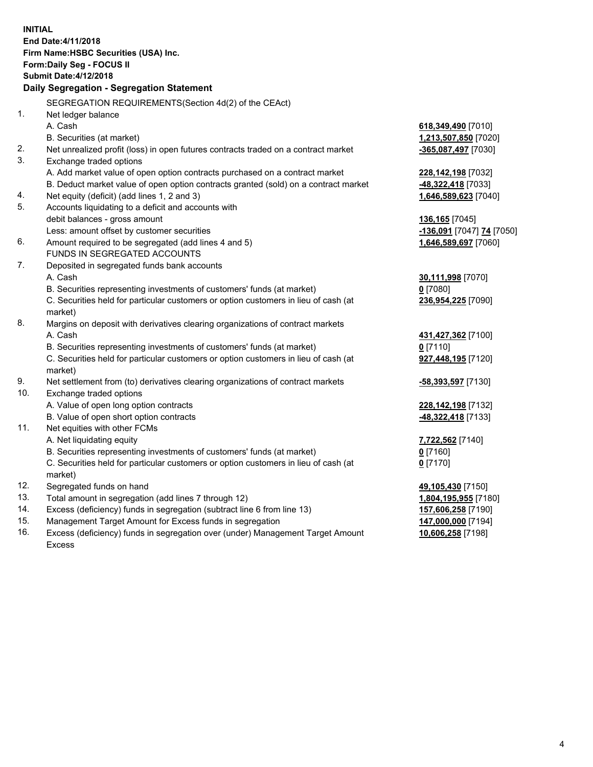**INITIAL**
**End Date:4/11/2018**
**Firm Name:HSBC Securities (USA) Inc.**
**Form:Daily Seg - FOCUS II**
**Submit Date:4/12/2018**

**Daily Segregation - Segregation Statement**

| | | |
|---|---|---|
| | SEGREGATION REQUIREMENTS(Section 4d(2) of the CEAct) | |
| 1. | Net ledger balance | |
| | A. Cash | **618,349,490** [7010] |
| | B. Securities (at market) | **1,213,507,850** [7020] |
| 2. | Net unrealized profit (loss) in open futures contracts traded on a contract market | **-365,087,497** [7030] |
| 3. | Exchange traded options | |
| | A. Add market value of open option contracts purchased on a contract market | **228,142,198** [7032] |
| | B. Deduct market value of open option contracts granted (sold) on a contract market | **-48,322,418** [7033] |
| 4. | Net equity (deficit) (add lines 1, 2 and 3) | **1,646,589,623** [7040] |
| 5. | Accounts liquidating to a deficit and accounts with debit balances - gross amount | **136,165** [7045] |
| | Less: amount offset by customer securities | **-136,091** [7047] **74** [7050] |
| 6. | Amount required to be segregated (add lines 4 and 5) | **1,646,589,697** [7060] |
| | FUNDS IN SEGREGATED ACCOUNTS | |
| 7. | Deposited in segregated funds bank accounts | |
| | A. Cash | **30,111,998** [7070] |
| | B. Securities representing investments of customers' funds (at market) | **0** [7080] |
| | C. Securities held for particular customers or option customers in lieu of cash (at market) | **236,954,225** [7090] |
| 8. | Margins on deposit with derivatives clearing organizations of contract markets | |
| | A. Cash | **431,427,362** [7100] |
| | B. Securities representing investments of customers' funds (at market) | **0** [7110] |
| | C. Securities held for particular customers or option customers in lieu of cash (at market) | **927,448,195** [7120] |
| 9. | Net settlement from (to) derivatives clearing organizations of contract markets | **-58,393,597** [7130] |
| 10. | Exchange traded options | |
| | A. Value of open long option contracts | **228,142,198** [7132] |
| | B. Value of open short option contracts | **-48,322,418** [7133] |
| 11. | Net equities with other FCMs | |
| | A. Net liquidating equity | **7,722,562** [7140] |
| | B. Securities representing investments of customers' funds (at market) | **0** [7160] |
| | C. Securities held for particular customers or option customers in lieu of cash (at market) | **0** [7170] |
| 12. | Segregated funds on hand | **49,105,430** [7150] |
| 13. | Total amount in segregation (add lines 7 through 12) | **1,804,195,955** [7180] |
| 14. | Excess (deficiency) funds in segregation (subtract line 6 from line 13) | **157,606,258** [7190] |
| 15. | Management Target Amount for Excess funds in segregation | **147,000,000** [7194] |
| 16. | Excess (deficiency) funds in segregation over (under) Management Target Amount Excess | **10,606,258** [7198] |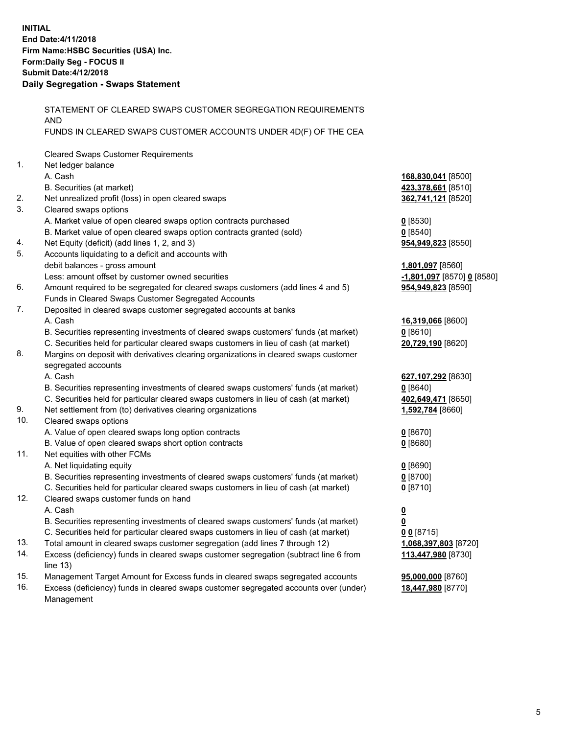**INITIAL**
**End Date:4/11/2018**
**Firm Name:HSBC Securities (USA) Inc.**
**Form:Daily Seg - FOCUS II**
**Submit Date:4/12/2018**
**Daily Segregation - Swaps Statement**

STATEMENT OF CLEARED SWAPS CUSTOMER SEGREGATION REQUIREMENTS AND FUNDS IN CLEARED SWAPS CUSTOMER ACCOUNTS UNDER 4D(F) OF THE CEA

| | | |
|---|---|---|
| | Cleared Swaps Customer Requirements | |
| 1. | Net ledger balance | |
| | A. Cash | **168,830,041** [8500] |
| | B. Securities (at market) | **423,378,661** [8510] |
| 2. | Net unrealized profit (loss) in open cleared swaps | **362,741,121** [8520] |
| 3. | Cleared swaps options | |
| | A. Market value of open cleared swaps option contracts purchased | **0** [8530] |
| | B. Market value of open cleared swaps option contracts granted (sold) | **0** [8540] |
| 4. | Net Equity (deficit) (add lines 1, 2, and 3) | **954,949,823** [8550] |
| 5. | Accounts liquidating to a deficit and accounts with debit balances - gross amount | **1,801,097** [8560] |
| | Less: amount offset by customer owned securities | **-1,801,097** [8570] **0** [8580] |
| 6. | Amount required to be segregated for cleared swaps customers (add lines 4 and 5) | **954,949,823** [8590] |
| | Funds in Cleared Swaps Customer Segregated Accounts | |
| 7. | Deposited in cleared swaps customer segregated accounts at banks | |
| | A. Cash | **16,319,066** [8600] |
| | B. Securities representing investments of cleared swaps customers' funds (at market) | **0** [8610] |
| | C. Securities held for particular cleared swaps customers in lieu of cash (at market) | **20,729,190** [8620] |
| 8. | Margins on deposit with derivatives clearing organizations in cleared swaps customer segregated accounts | |
| | A. Cash | **627,107,292** [8630] |
| | B. Securities representing investments of cleared swaps customers' funds (at market) | **0** [8640] |
| | C. Securities held for particular cleared swaps customers in lieu of cash (at market) | **402,649,471** [8650] |
| 9. | Net settlement from (to) derivatives clearing organizations | **1,592,784** [8660] |
| 10. | Cleared swaps options | |
| | A. Value of open cleared swaps long option contracts | **0** [8670] |
| | B. Value of open cleared swaps short option contracts | **0** [8680] |
| 11. | Net equities with other FCMs | |
| | A. Net liquidating equity | **0** [8690] |
| | B. Securities representing investments of cleared swaps customers' funds (at market) | **0** [8700] |
| | C. Securities held for particular cleared swaps customers in lieu of cash (at market) | **0** [8710] |
| 12. | Cleared swaps customer funds on hand | |
| | A. Cash | **0** |
| | B. Securities representing investments of cleared swaps customers' funds (at market) | **0** |
| | C. Securities held for particular cleared swaps customers in lieu of cash (at market) | **0** **0** [8715] |
| 13. | Total amount in cleared swaps customer segregation (add lines 7 through 12) | **1,068,397,803** [8720] |
| 14. | Excess (deficiency) funds in cleared swaps customer segregation (subtract line 6 from line 13) | **113,447,980** [8730] |
| 15. | Management Target Amount for Excess funds in cleared swaps segregated accounts | **95,000,000** [8760] |
| 16. | Excess (deficiency) funds in cleared swaps customer segregated accounts over (under) Management | **18,447,980** [8770] |